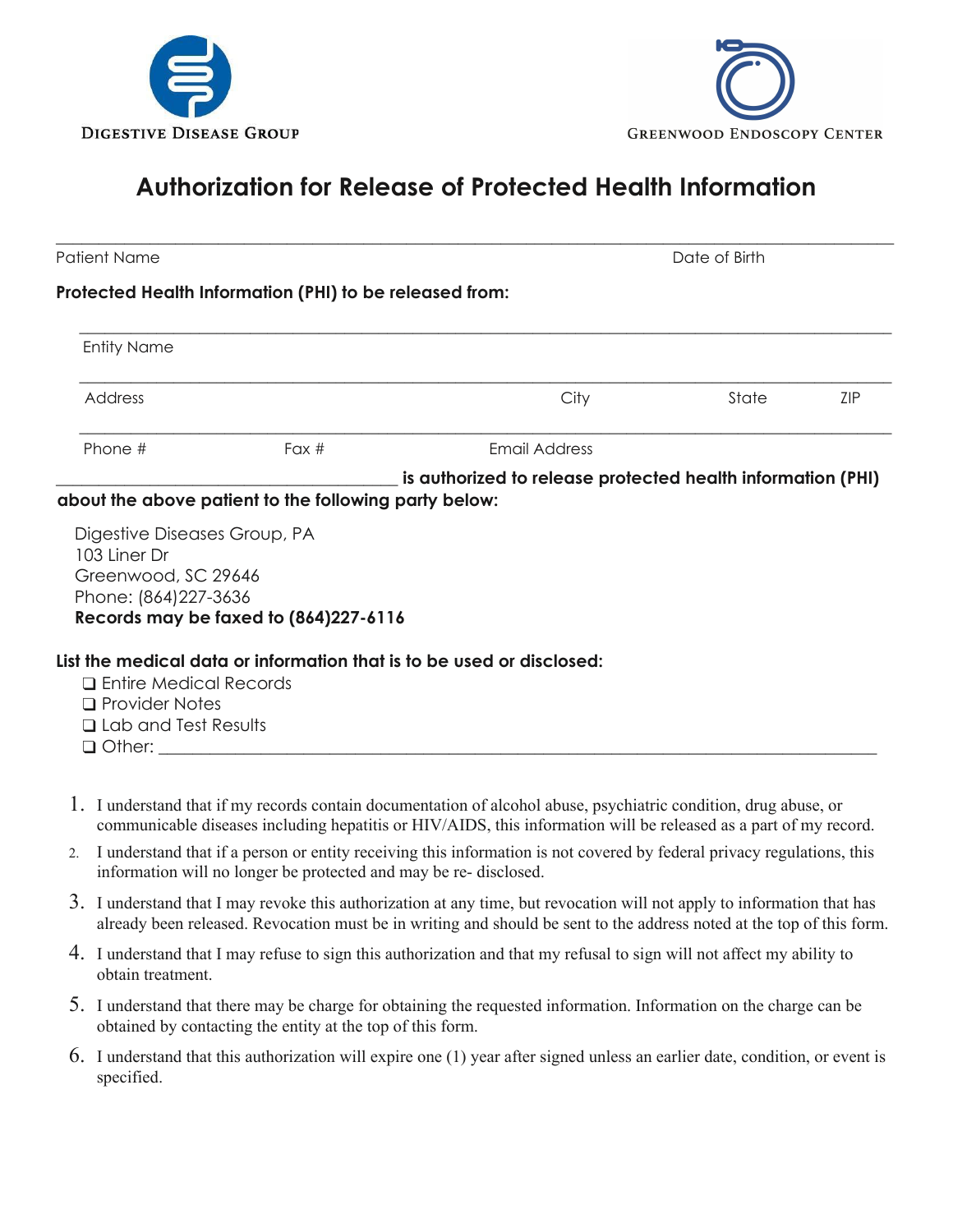DIGESTIVE DISEASE GROUP

GREENWOOD ENDOSCOPY CENTER

# Authorization for Release of Protected Health Information

______________________________________________________________________________

Patient Name | Date of Birth

**Protected Health Information (PHI) to be released from:**

______________________________________________________________________________

Entity Name

______________________________________________________________________________

Address | City | State | ZIP

______________________________________________________________________________

Phone # | Fax # | Email Address

________________________________ **is authorized to release protected health information (PHI) about the above patient to the following party below:**

Digestive Diseases Group, PA
103 Liner Dr
Greenwood, SC 29646
Phone: (864)227-3636
**Records may be faxed to (864)227-6116**

**List the medical data or information that is to be used or disclosed:**

- ❑ Entire Medical Records
- ❑ Provider Notes
- ❑ Lab and Test Results
- ❑ Other: ______________________________________________________________

1. I understand that if my records contain documentation of alcohol abuse, psychiatric condition, drug abuse, or communicable diseases including hepatitis or HIV/AIDS, this information will be released as a part of my record.
2. I understand that if a person or entity receiving this information is not covered by federal privacy regulations, this information will no longer be protected and may be re- disclosed.
3. I understand that I may revoke this authorization at any time, but revocation will not apply to information that has already been released. Revocation must be in writing and should be sent to the address noted at the top of this form.
4. I understand that I may refuse to sign this authorization and that my refusal to sign will not affect my ability to obtain treatment.
5. I understand that there may be charge for obtaining the requested information. Information on the charge can be obtained by contacting the entity at the top of this form.
6. I understand that this authorization will expire one (1) year after signed unless an earlier date, condition, or event is specified.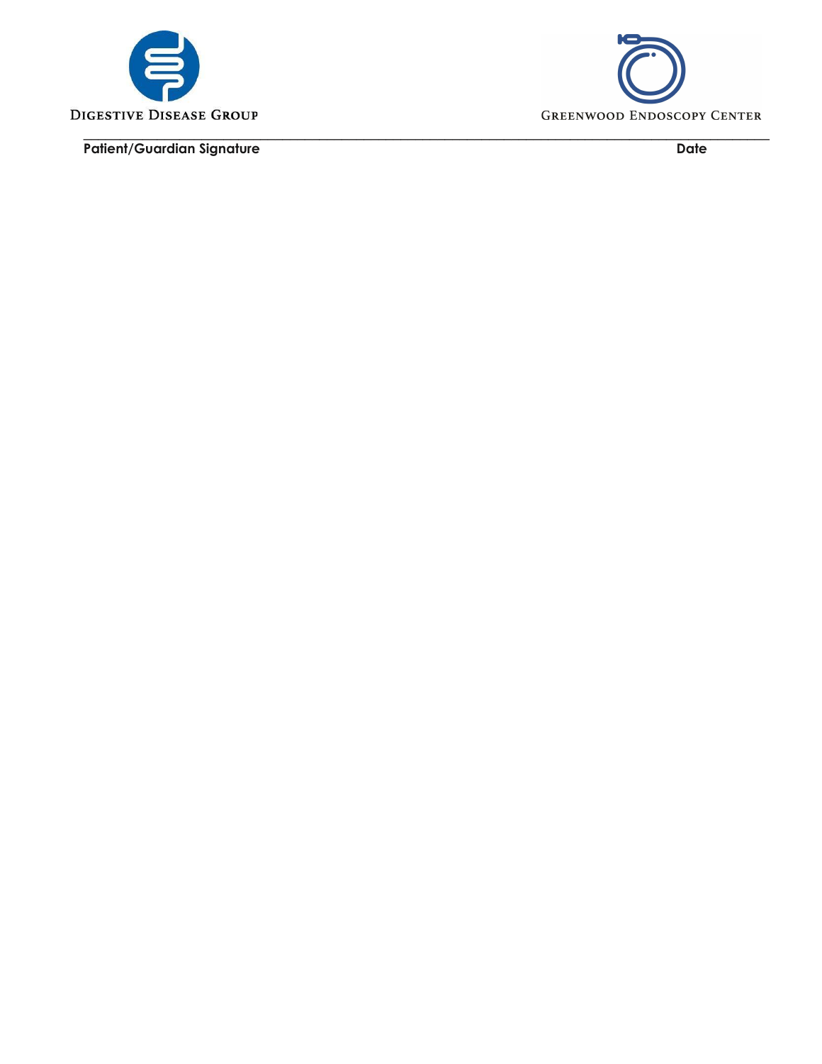DIGESTIVE DISEASE GROUP

GREENWOOD ENDOSCOPY CENTER

______________________________________________________________________________________________

**Patient/Guardian Signature** **Date**